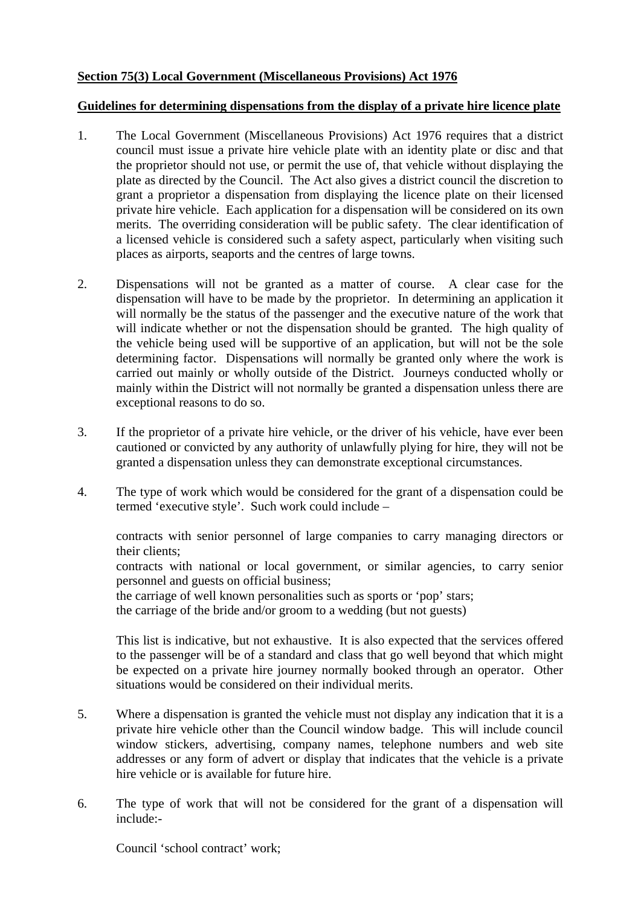**Section 75(3) Local Government (Miscellaneous Provisions) Act 1976**

**Guidelines for determining dispensations from the display of a private hire licence plate**

1. The Local Government (Miscellaneous Provisions) Act 1976 requires that a district council must issue a private hire vehicle plate with an identity plate or disc and that the proprietor should not use, or permit the use of, that vehicle without displaying the plate as directed by the Council. The Act also gives a district council the discretion to grant a proprietor a dispensation from displaying the licence plate on their licensed private hire vehicle. Each application for a dispensation will be considered on its own merits. The overriding consideration will be public safety. The clear identification of a licensed vehicle is considered such a safety aspect, particularly when visiting such places as airports, seaports and the centres of large towns.

2. Dispensations will not be granted as a matter of course. A clear case for the dispensation will have to be made by the proprietor. In determining an application it will normally be the status of the passenger and the executive nature of the work that will indicate whether or not the dispensation should be granted. The high quality of the vehicle being used will be supportive of an application, but will not be the sole determining factor. Dispensations will normally be granted only where the work is carried out mainly or wholly outside of the District. Journeys conducted wholly or mainly within the District will not normally be granted a dispensation unless there are exceptional reasons to do so.

3. If the proprietor of a private hire vehicle, or the driver of his vehicle, have ever been cautioned or convicted by any authority of unlawfully plying for hire, they will not be granted a dispensation unless they can demonstrate exceptional circumstances.

4. The type of work which would be considered for the grant of a dispensation could be termed 'executive style'. Such work could include –

   contracts with senior personnel of large companies to carry managing directors or their clients;
   contracts with national or local government, or similar agencies, to carry senior personnel and guests on official business;
   the carriage of well known personalities such as sports or 'pop' stars;
   the carriage of the bride and/or groom to a wedding (but not guests)

   This list is indicative, but not exhaustive. It is also expected that the services offered to the passenger will be of a standard and class that go well beyond that which might be expected on a private hire journey normally booked through an operator. Other situations would be considered on their individual merits.

5. Where a dispensation is granted the vehicle must not display any indication that it is a private hire vehicle other than the Council window badge. This will include council window stickers, advertising, company names, telephone numbers and web site addresses or any form of advert or display that indicates that the vehicle is a private hire vehicle or is available for future hire.

6. The type of work that will not be considered for the grant of a dispensation will include:-

   Council 'school contract' work;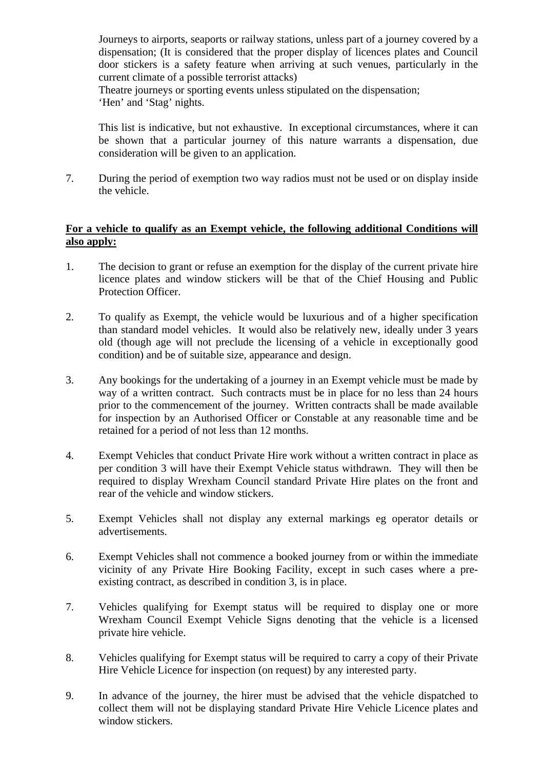Journeys to airports, seaports or railway stations, unless part of a journey covered by a dispensation; (It is considered that the proper display of licences plates and Council door stickers is a safety feature when arriving at such venues, particularly in the current climate of a possible terrorist attacks)
Theatre journeys or sporting events unless stipulated on the dispensation;
'Hen' and 'Stag' nights.

This list is indicative, but not exhaustive. In exceptional circumstances, where it can be shown that a particular journey of this nature warrants a dispensation, due consideration will be given to an application.

7. During the period of exemption two way radios must not be used or on display inside the vehicle.

**<u>For a vehicle to qualify as an Exempt vehicle, the following additional Conditions will also apply:</u>**

1. The decision to grant or refuse an exemption for the display of the current private hire licence plates and window stickers will be that of the Chief Housing and Public Protection Officer.

2. To qualify as Exempt, the vehicle would be luxurious and of a higher specification than standard model vehicles. It would also be relatively new, ideally under 3 years old (though age will not preclude the licensing of a vehicle in exceptionally good condition) and be of suitable size, appearance and design.

3. Any bookings for the undertaking of a journey in an Exempt vehicle must be made by way of a written contract. Such contracts must be in place for no less than 24 hours prior to the commencement of the journey. Written contracts shall be made available for inspection by an Authorised Officer or Constable at any reasonable time and be retained for a period of not less than 12 months.

4. Exempt Vehicles that conduct Private Hire work without a written contract in place as per condition 3 will have their Exempt Vehicle status withdrawn. They will then be required to display Wrexham Council standard Private Hire plates on the front and rear of the vehicle and window stickers.

5. Exempt Vehicles shall not display any external markings eg operator details or advertisements.

6. Exempt Vehicles shall not commence a booked journey from or within the immediate vicinity of any Private Hire Booking Facility, except in such cases where a pre-existing contract, as described in condition 3, is in place.

7. Vehicles qualifying for Exempt status will be required to display one or more Wrexham Council Exempt Vehicle Signs denoting that the vehicle is a licensed private hire vehicle.

8. Vehicles qualifying for Exempt status will be required to carry a copy of their Private Hire Vehicle Licence for inspection (on request) by any interested party.

9. In advance of the journey, the hirer must be advised that the vehicle dispatched to collect them will not be displaying standard Private Hire Vehicle Licence plates and window stickers.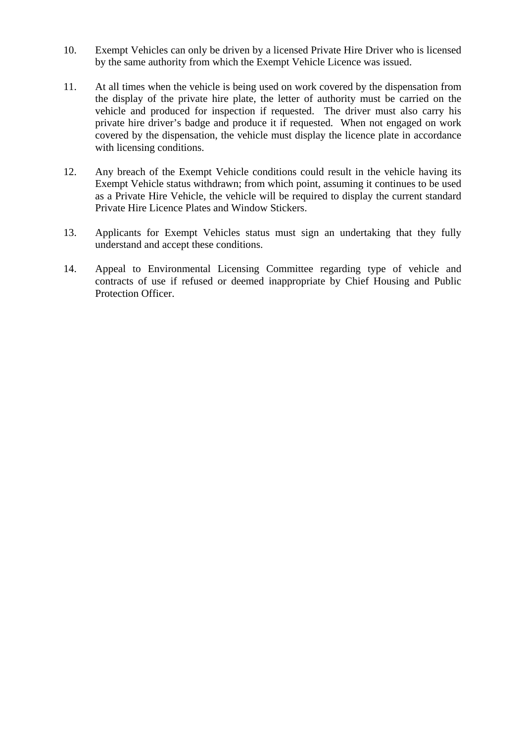10. Exempt Vehicles can only be driven by a licensed Private Hire Driver who is licensed by the same authority from which the Exempt Vehicle Licence was issued.

11. At all times when the vehicle is being used on work covered by the dispensation from the display of the private hire plate, the letter of authority must be carried on the vehicle and produced for inspection if requested. The driver must also carry his private hire driver's badge and produce it if requested. When not engaged on work covered by the dispensation, the vehicle must display the licence plate in accordance with licensing conditions.

12. Any breach of the Exempt Vehicle conditions could result in the vehicle having its Exempt Vehicle status withdrawn; from which point, assuming it continues to be used as a Private Hire Vehicle, the vehicle will be required to display the current standard Private Hire Licence Plates and Window Stickers.

13. Applicants for Exempt Vehicles status must sign an undertaking that they fully understand and accept these conditions.

14. Appeal to Environmental Licensing Committee regarding type of vehicle and contracts of use if refused or deemed inappropriate by Chief Housing and Public Protection Officer.